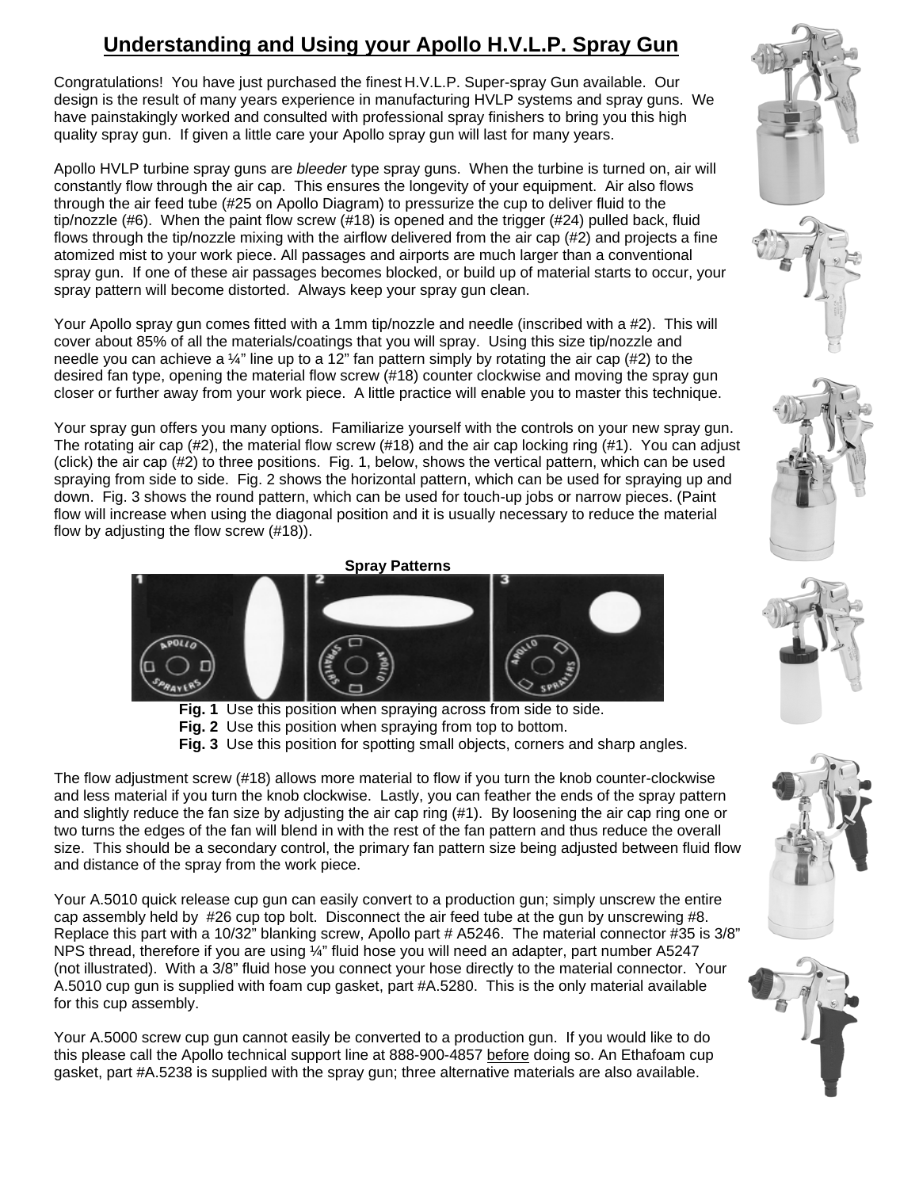# Understanding and Using your Apollo H.V.L.P. Spray Gun

Congratulations! You have just purchased the finest H.V.L.P. Super-spray Gun available. Our design is the result of many years experience in manufacturing HVLP systems and spray guns. We have painstakingly worked and consulted with professional spray finishers to bring you this high quality spray gun. If given a little care your Apollo spray gun will last for many years.

Apollo HVLP turbine spray guns are *bleeder* type spray guns. When the turbine is turned on, air will constantly flow through the air cap. This ensures the longevity of your equipment. Air also flows through the air feed tube (#25 on Apollo Diagram) to pressurize the cup to deliver fluid to the tip/nozzle (#6). When the paint flow screw (#18) is opened and the trigger (#24) pulled back, fluid flows through the tip/nozzle mixing with the airflow delivered from the air cap (#2) and projects a fine atomized mist to your work piece. All passages and airports are much larger than a conventional spray gun. If one of these air passages becomes blocked, or build up of material starts to occur, your spray pattern will become distorted. Always keep your spray gun clean.

Your Apollo spray gun comes fitted with a 1mm tip/nozzle and needle (inscribed with a #2). This will cover about 85% of all the materials/coatings that you will spray. Using this size tip/nozzle and needle you can achieve a ¼" line up to a 12" fan pattern simply by rotating the air cap (#2) to the desired fan type, opening the material flow screw (#18) counter clockwise and moving the spray gun closer or further away from your work piece. A little practice will enable you to master this technique.

Your spray gun offers you many options. Familiarize yourself with the controls on your new spray gun. The rotating air cap (#2), the material flow screw (#18) and the air cap locking ring (#1). You can adjust (click) the air cap (#2) to three positions. Fig. 1, below, shows the vertical pattern, which can be used spraying from side to side. Fig. 2 shows the horizontal pattern, which can be used for spraying up and down. Fig. 3 shows the round pattern, which can be used for touch-up jobs or narrow pieces. (Paint flow will increase when using the diagonal position and it is usually necessary to reduce the material flow by adjusting the flow screw (#18)).

**Spray Patterns**

**Fig. 1** Use this position when spraying across from side to side.
**Fig. 2** Use this position when spraying from top to bottom.
**Fig. 3** Use this position for spotting small objects, corners and sharp angles.

The flow adjustment screw (#18) allows more material to flow if you turn the knob counter-clockwise and less material if you turn the knob clockwise. Lastly, you can feather the ends of the spray pattern and slightly reduce the fan size by adjusting the air cap ring (#1). By loosening the air cap ring one or two turns the edges of the fan will blend in with the rest of the fan pattern and thus reduce the overall size. This should be a secondary control, the primary fan pattern size being adjusted between fluid flow and distance of the spray from the work piece.

Your A.5010 quick release cup gun can easily convert to a production gun; simply unscrew the entire cap assembly held by #26 cup top bolt. Disconnect the air feed tube at the gun by unscrewing #8. Replace this part with a 10/32" blanking screw, Apollo part # A5246. The material connector #35 is 3/8" NPS thread, therefore if you are using ¼" fluid hose you will need an adapter, part number A5247 (not illustrated). With a 3/8" fluid hose you connect your hose directly to the material connector. Your A.5010 cup gun is supplied with foam cup gasket, part #A.5280. This is the only material available for this cup assembly.

Your A.5000 screw cup gun cannot easily be converted to a production gun. If you would like to do this please call the Apollo technical support line at 888-900-4857 before doing so. An Ethafoam cup gasket, part #A.5238 is supplied with the spray gun; three alternative materials are also available.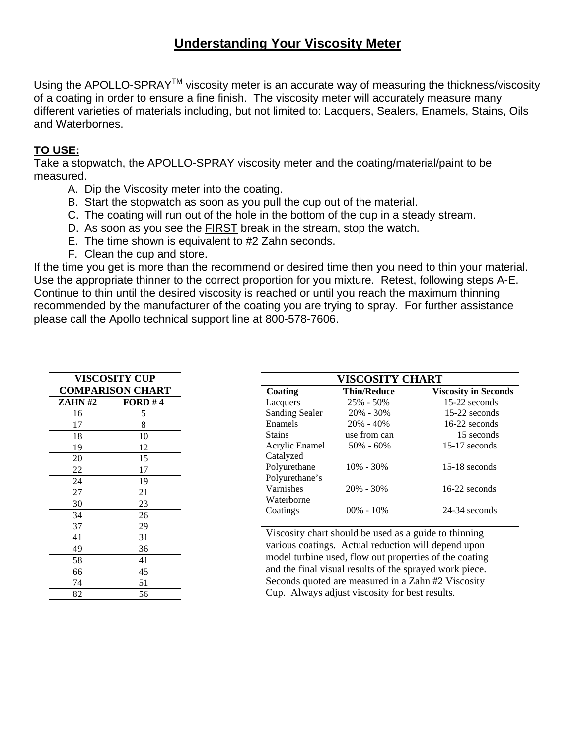# Understanding Your Viscosity Meter

Using the APOLLO-SPRAY[TM] viscosity meter is an accurate way of measuring the thickness/viscosity of a coating in order to ensure a fine finish. The viscosity meter will accurately measure many different varieties of materials including, but not limited to: Lacquers, Sealers, Enamels, Stains, Oils and Waterbornes.

**TO USE:**

Take a stopwatch, the APOLLO-SPRAY viscosity meter and the coating/material/paint to be measured.

A. Dip the Viscosity meter into the coating.
B. Start the stopwatch as soon as you pull the cup out of the material.
C. The coating will run out of the hole in the bottom of the cup in a steady stream.
D. As soon as you see the FIRST break in the stream, stop the watch.
E. The time shown is equivalent to #2 Zahn seconds.
F. Clean the cup and store.

If the time you get is more than the recommend or desired time then you need to thin your material. Use the appropriate thinner to the correct proportion for you mixture. Retest, following steps A-E. Continue to thin until the desired viscosity is reached or until you reach the maximum thinning recommended by the manufacturer of the coating you are trying to spray. For further assistance please call the Apollo technical support line at 800-578-7606.

**VISCOSITY CUP COMPARISON CHART**

| ZAHN #2 | FORD # 4 |
|---|---|
| 16 | 5 |
| 17 | 8 |
| 18 | 10 |
| 19 | 12 |
| 20 | 15 |
| 22 | 17 |
| 24 | 19 |
| 27 | 21 |
| 30 | 23 |
| 34 | 26 |
| 37 | 29 |
| 41 | 31 |
| 49 | 36 |
| 58 | 41 |
| 66 | 45 |
| 74 | 51 |
| 82 | 56 |

**VISCOSITY CHART**

| Coating | Thin/Reduce | Viscosity in Seconds |
|---|---|---|
| Lacquers | 25% - 50% | 15-22 seconds |
| Sanding Sealer | 20% - 30% | 15-22 seconds |
| Enamels | 20% - 40% | 16-22 seconds |
| Stains | use from can | 15 seconds |
| Acrylic Enamel | 50% - 60% | 15-17 seconds |
| Catalyzed Polyurethane | 10% - 30% | 15-18 seconds |
| Polyurethane's Varnishes | 20% - 30% | 16-22 seconds |
| Waterborne Coatings | 00% - 10% | 24-34 seconds |

Viscosity chart should be used as a guide to thinning various coatings. Actual reduction will depend upon model turbine used, flow out properties of the coating and the final visual results of the sprayed work piece. Seconds quoted are measured in a Zahn #2 Viscosity Cup. Always adjust viscosity for best results.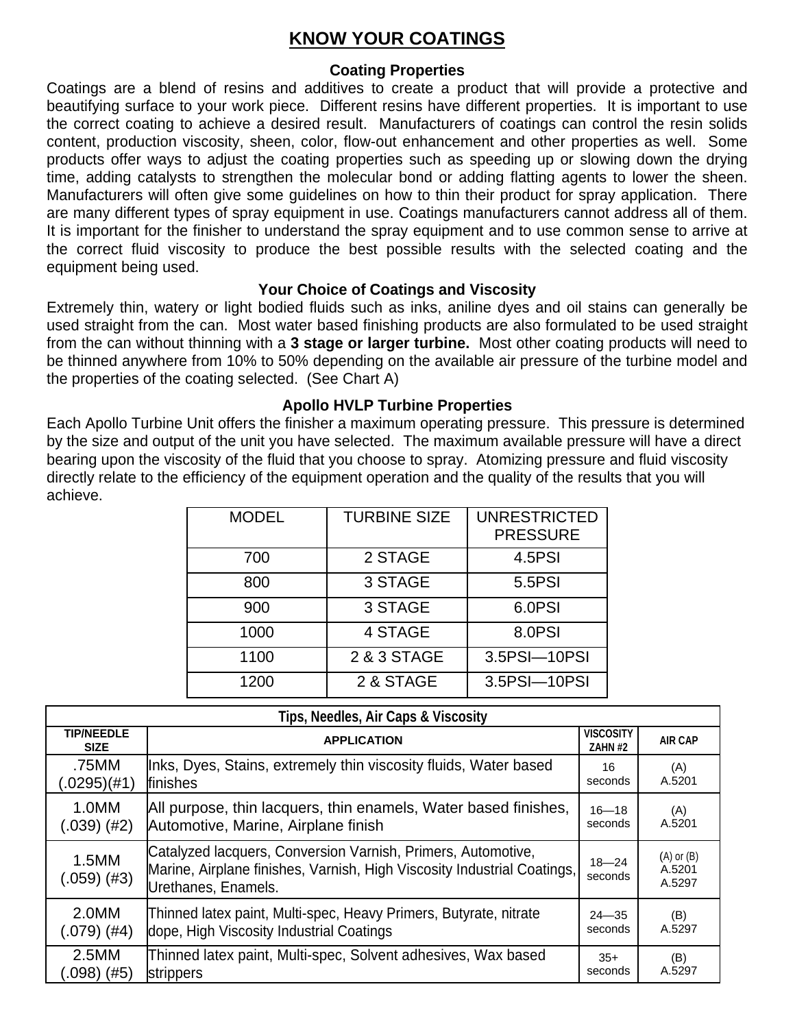# KNOW YOUR COATINGS

### Coating Properties

Coatings are a blend of resins and additives to create a product that will provide a protective and beautifying surface to your work piece. Different resins have different properties. It is important to use the correct coating to achieve a desired result. Manufacturers of coatings can control the resin solids content, production viscosity, sheen, color, flow-out enhancement and other properties as well. Some products offer ways to adjust the coating properties such as speeding up or slowing down the drying time, adding catalysts to strengthen the molecular bond or adding flatting agents to lower the sheen. Manufacturers will often give some guidelines on how to thin their product for spray application. There are many different types of spray equipment in use. Coatings manufacturers cannot address all of them. It is important for the finisher to understand the spray equipment and to use common sense to arrive at the correct fluid viscosity to produce the best possible results with the selected coating and the equipment being used.

### Your Choice of Coatings and Viscosity

Extremely thin, watery or light bodied fluids such as inks, aniline dyes and oil stains can generally be used straight from the can. Most water based finishing products are also formulated to be used straight from the can without thinning with a **3 stage or larger turbine.** Most other coating products will need to be thinned anywhere from 10% to 50% depending on the available air pressure of the turbine model and the properties of the coating selected. (See Chart A)

### Apollo HVLP Turbine Properties

Each Apollo Turbine Unit offers the finisher a maximum operating pressure. This pressure is determined by the size and output of the unit you have selected. The maximum available pressure will have a direct bearing upon the viscosity of the fluid that you choose to spray. Atomizing pressure and fluid viscosity directly relate to the efficiency of the equipment operation and the quality of the results that you will achieve.

| MODEL | TURBINE SIZE | UNRESTRICTED PRESSURE |
|---|---|---|
| 700 | 2 STAGE | 4.5PSI |
| 800 | 3 STAGE | 5.5PSI |
| 900 | 3 STAGE | 6.0PSI |
| 1000 | 4 STAGE | 8.0PSI |
| 1100 | 2 & 3 STAGE | 3.5PSI—10PSI |
| 1200 | 2 & STAGE | 3.5PSI—10PSI |

**Tips, Needles, Air Caps & Viscosity**

| TIP/NEEDLE SIZE | APPLICATION | VISCOSITY ZAHN #2 | AIR CAP |
|---|---|---|---|
| .75MM (.0295)(#1) | Inks, Dyes, Stains, extremely thin viscosity fluids, Water based finishes | 16 seconds | (A) A.5201 |
| 1.0MM (.039) (#2) | All purpose, thin lacquers, thin enamels, Water based finishes, Automotive, Marine, Airplane finish | 16—18 seconds | (A) A.5201 |
| 1.5MM (.059) (#3) | Catalyzed lacquers, Conversion Varnish, Primers, Automotive, Marine, Airplane finishes, Varnish, High Viscosity Industrial Coatings, Urethanes, Enamels. | 18—24 seconds | (A) or (B) A.5201 A.5297 |
| 2.0MM (.079) (#4) | Thinned latex paint, Multi-spec, Heavy Primers, Butyrate, nitrate dope, High Viscosity Industrial Coatings | 24—35 seconds | (B) A.5297 |
| 2.5MM (.098) (#5) | Thinned latex paint, Multi-spec, Solvent adhesives, Wax based strippers | 35+ seconds | (B) A.5297 |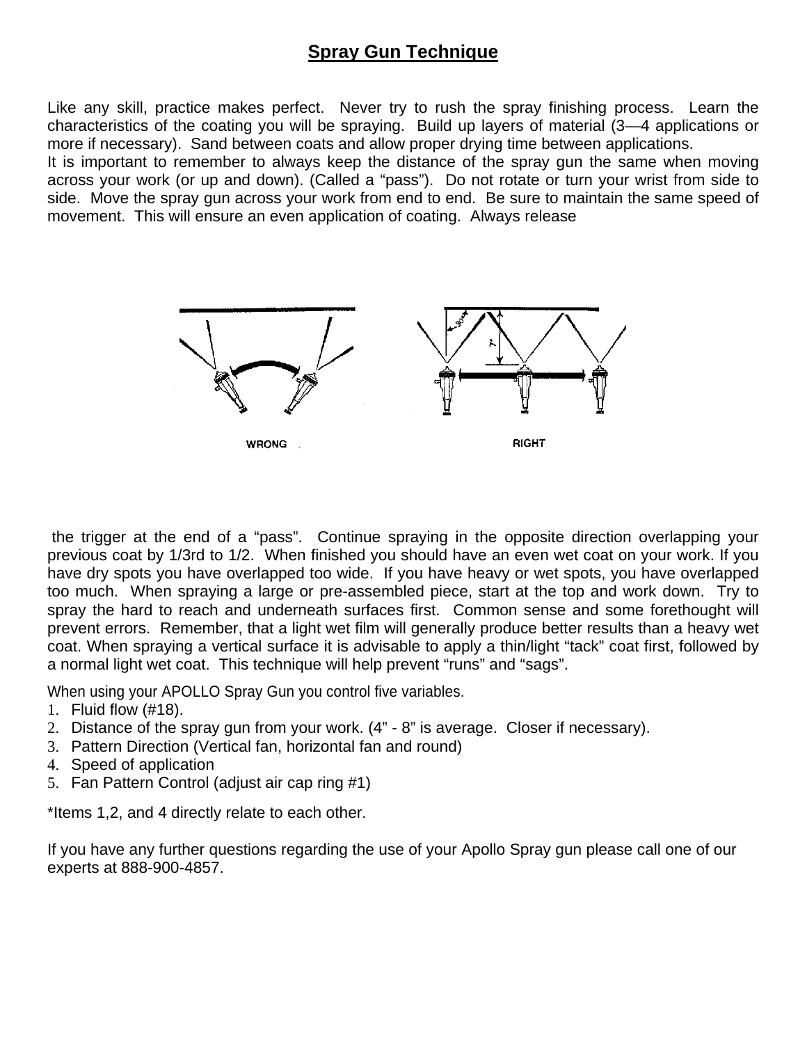## Spray Gun Technique

Like any skill, practice makes perfect. Never try to rush the spray finishing process. Learn the characteristics of the coating you will be spraying. Build up layers of material (3—4 applications or more if necessary). Sand between coats and allow proper drying time between applications.
It is important to remember to always keep the distance of the spray gun the same when moving across your work (or up and down). (Called a "pass"). Do not rotate or turn your wrist from side to side. Move the spray gun across your work from end to end. Be sure to maintain the same speed of movement. This will ensure an even application of coating. Always release

WRONG

RIGHT

the trigger at the end of a "pass". Continue spraying in the opposite direction overlapping your previous coat by 1/3rd to 1/2. When finished you should have an even wet coat on your work. If you have dry spots you have overlapped too wide. If you have heavy or wet spots, you have overlapped too much. When spraying a large or pre-assembled piece, start at the top and work down. Try to spray the hard to reach and underneath surfaces first. Common sense and some forethought will prevent errors. Remember, that a light wet film will generally produce better results than a heavy wet coat. When spraying a vertical surface it is advisable to apply a thin/light "tack" coat first, followed by a normal light wet coat. This technique will help prevent "runs" and "sags".

When using your APOLLO Spray Gun you control five variables.

1. Fluid flow (#18).
2. Distance of the spray gun from your work. (4" - 8" is average. Closer if necessary).
3. Pattern Direction (Vertical fan, horizontal fan and round)
4. Speed of application
5. Fan Pattern Control (adjust air cap ring #1)

*Items 1,2, and 4 directly relate to each other.

If you have any further questions regarding the use of your Apollo Spray gun please call one of our experts at 888-900-4857.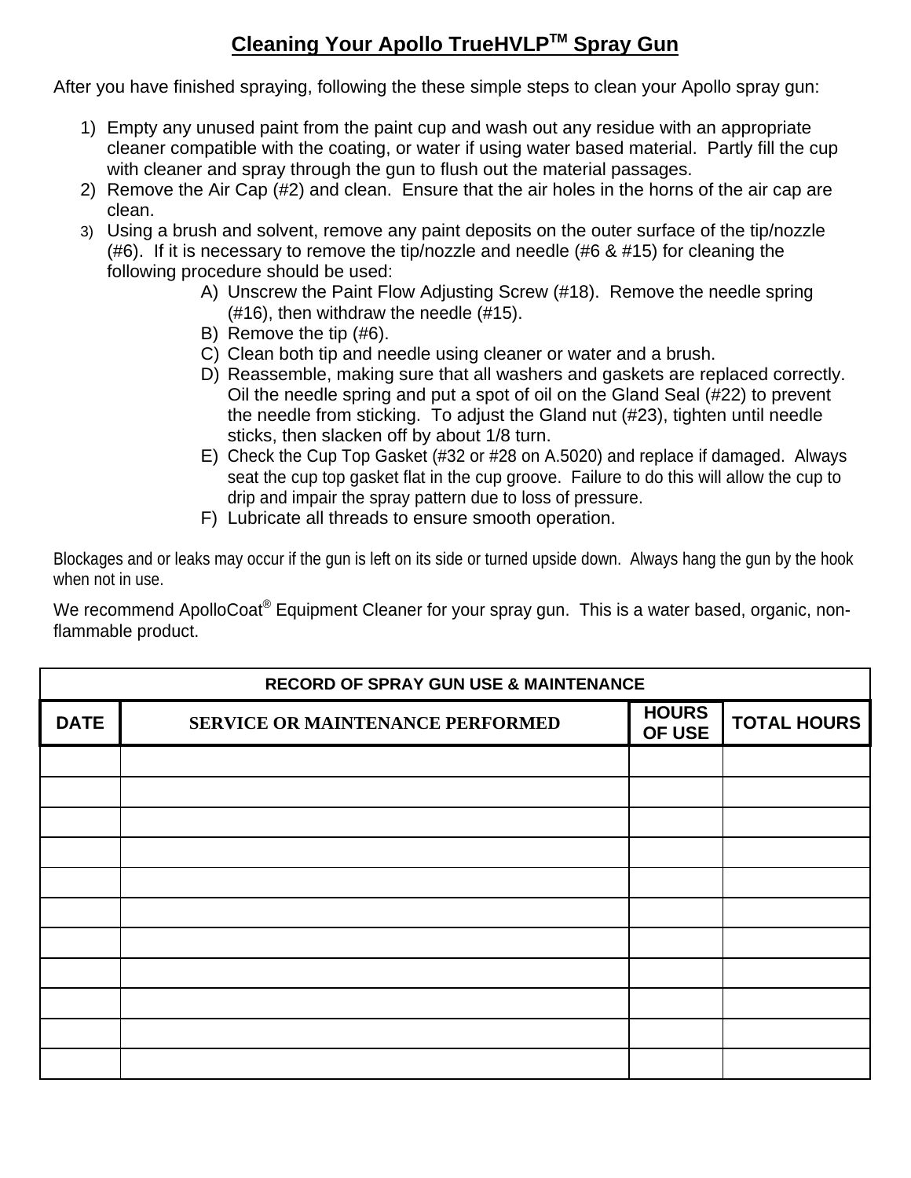# Cleaning Your Apollo TrueHVLP™ Spray Gun

After you have finished spraying, following the these simple steps to clean your Apollo spray gun:

1) Empty any unused paint from the paint cup and wash out any residue with an appropriate cleaner compatible with the coating, or water if using water based material. Partly fill the cup with cleaner and spray through the gun to flush out the material passages.
2) Remove the Air Cap (#2) and clean. Ensure that the air holes in the horns of the air cap are clean.
3) Using a brush and solvent, remove any paint deposits on the outer surface of the tip/nozzle (#6). If it is necessary to remove the tip/nozzle and needle (#6 & #15) for cleaning the following procedure should be used:
   A) Unscrew the Paint Flow Adjusting Screw (#18). Remove the needle spring (#16), then withdraw the needle (#15).
   B) Remove the tip (#6).
   C) Clean both tip and needle using cleaner or water and a brush.
   D) Reassemble, making sure that all washers and gaskets are replaced correctly. Oil the needle spring and put a spot of oil on the Gland Seal (#22) to prevent the needle from sticking. To adjust the Gland nut (#23), tighten until needle sticks, then slacken off by about 1/8 turn.
   E) Check the Cup Top Gasket (#32 or #28 on A.5020) and replace if damaged. Always seat the cup top gasket flat in the cup groove. Failure to do this will allow the cup to drip and impair the spray pattern due to loss of pressure.
   F) Lubricate all threads to ensure smooth operation.

Blockages and or leaks may occur if the gun is left on its side or turned upside down. Always hang the gun by the hook when not in use.

We recommend ApolloCoat® Equipment Cleaner for your spray gun. This is a water based, organic, non-flammable product.

| RECORD OF SPRAY GUN USE & MAINTENANCE | | | |
|---|---|---|---|
| **DATE** | **SERVICE OR MAINTENANCE PERFORMED** | **HOURS OF USE** | **TOTAL HOURS** |
| | | | |
| | | | |
| | | | |
| | | | |
| | | | |
| | | | |
| | | | |
| | | | |
| | | | |
| | | | |
| | | | |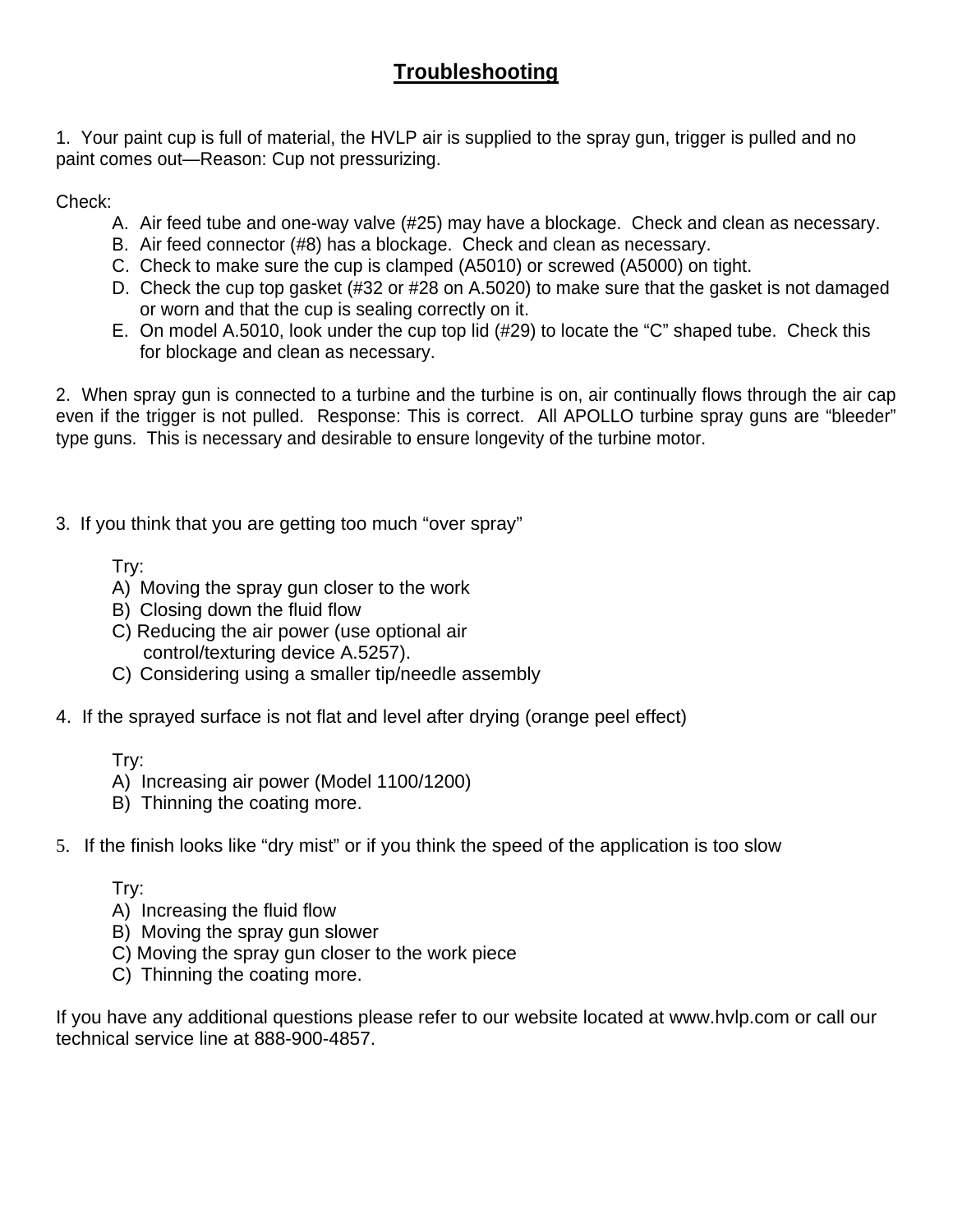# **Troubleshooting**

1. Your paint cup is full of material, the HVLP air is supplied to the spray gun, trigger is pulled and no paint comes out—Reason: Cup not pressurizing.

Check:

A. Air feed tube and one-way valve (#25) may have a blockage. Check and clean as necessary.
B. Air feed connector (#8) has a blockage. Check and clean as necessary.
C. Check to make sure the cup is clamped (A5010) or screwed (A5000) on tight.
D. Check the cup top gasket (#32 or #28 on A.5020) to make sure that the gasket is not damaged or worn and that the cup is sealing correctly on it.
E. On model A.5010, look under the cup top lid (#29) to locate the "C" shaped tube. Check this for blockage and clean as necessary.

2. When spray gun is connected to a turbine and the turbine is on, air continually flows through the air cap even if the trigger is not pulled. Response: This is correct. All APOLLO turbine spray guns are "bleeder" type guns. This is necessary and desirable to ensure longevity of the turbine motor.

3. If you think that you are getting too much "over spray"

Try:
A) Moving the spray gun closer to the work
B) Closing down the fluid flow
C) Reducing the air power (use optional air control/texturing device A.5257).
C) Considering using a smaller tip/needle assembly

4. If the sprayed surface is not flat and level after drying (orange peel effect)

Try:
A) Increasing air power (Model 1100/1200)
B) Thinning the coating more.

5. If the finish looks like "dry mist" or if you think the speed of the application is too slow

Try:
A) Increasing the fluid flow
B) Moving the spray gun slower
C) Moving the spray gun closer to the work piece
C) Thinning the coating more.

If you have any additional questions please refer to our website located at www.hvlp.com or call our technical service line at 888-900-4857.